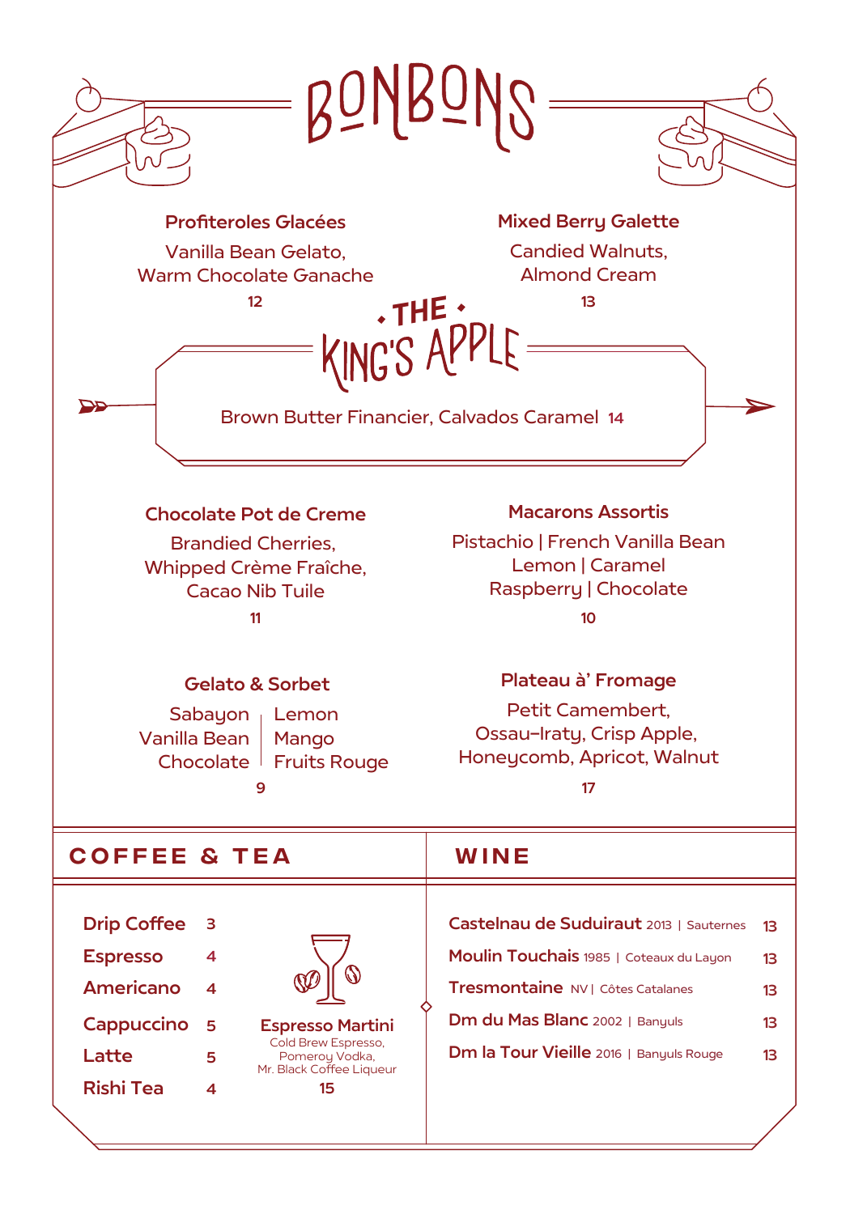# BONBONS

### Profiteroles Glacées

Vanilla Bean Gelato,
Warm Chocolate Ganache

12

### Mixed Berry Galette

Candied Walnuts,
Almond Cream

13

## THE KING'S APPLE

Brown Butter Financier, Calvados Caramel 14

### Chocolate Pot de Creme

Brandied Cherries,
Whipped Crème Fraîche,
Cacao Nib Tuile

11

### Macarons Assortis

Pistachio | French Vanilla Bean
Lemon | Caramel
Raspberry | Chocolate

10

### Gelato & Sorbet

| Gelato | Sorbet |
|---|---|
| Sabayon | Lemon |
| Vanilla Bean | Mango |
| Chocolate | Fruits Rouge |

9

### Plateau à' Fromage

Petit Camembert,
Ossau-Iraty, Crisp Apple,
Honeycomb, Apricot, Walnut

17

## COFFEE & TEA

| Item | Price |
|---|---|
| **Drip Coffee** | 3 |
| **Espresso** | 4 |
| **Americano** | 4 |
| **Cappuccino** | 5 |
| **Latte** | 5 |
| **Rishi Tea** | 4 |

**Espresso Martini**
Cold Brew Espresso,
Pomeroy Vodka,
Mr. Black Coffee Liqueur
15

## WINE

| Wine | Price |
|---|---|
| **Castelnau de Suduiraut** 2013 \| Sauternes | 13 |
| **Moulin Touchais** 1985 \| Coteaux du Layon | 13 |
| **Tresmontaine** NV \| Côtes Catalanes | 13 |
| **Dm du Mas Blanc** 2002 \| Banyuls | 13 |
| **Dm la Tour Vieille** 2016 \| Banyuls Rouge | 13 |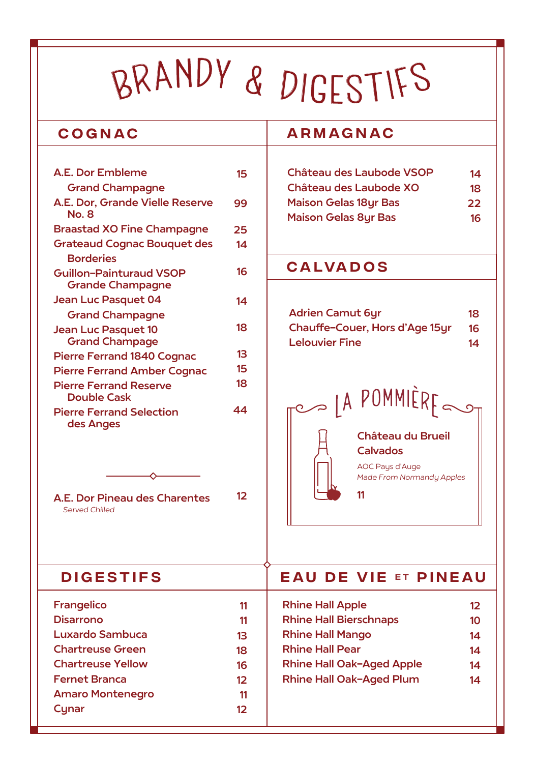# BRANDY & DIGESTIFS

## COGNAC

| | |
|---|---|
| A.E. Dor Embleme Grand Champagne | 15 |
| A.E. Dor, Grande Vielle Reserve No. 8 | 99 |
| Braastad XO Fine Champagne | 25 |
| Grateaud Cognac Bouquet des Borderies | 14 |
| Guillon-Painturaud VSOP Grande Champagne | 16 |
| Jean Luc Pasquet 04 Grand Champagne | 14 |
| Jean Luc Pasquet 10 Grand Champage | 18 |
| Pierre Ferrand 1840 Cognac | 13 |
| Pierre Ferrand Amber Cognac | 15 |
| Pierre Ferrand Reserve Double Cask | 18 |
| Pierre Ferrand Selection des Anges | 44 |

| | |
|---|---|
| A.E. Dor Pineau des Charentes<br>*Served Chilled* | 12 |

## ARMAGNAC

| | |
|---|---|
| Château des Laubode VSOP | 14 |
| Château des Laubode XO | 18 |
| Maison Gelas 18yr Bas | 22 |
| Maison Gelas 8yr Bas | 16 |

## CALVADOS

| | |
|---|---|
| Adrien Camut 6yr | 18 |
| Chauffe-Couer, Hors d'Age 15yr | 16 |
| Lelouvier Fine | 14 |

### LA POMMIÈRE

**Château du Brueil Calvados**

AOC Pays d'Auge

*Made From Normandy Apples*

11

## DIGESTIFS

| | |
|---|---|
| Frangelico | 11 |
| Disarrono | 11 |
| Luxardo Sambuca | 13 |
| Chartreuse Green | 18 |
| Chartreuse Yellow | 16 |
| Fernet Branca | 12 |
| Amaro Montenegro | 11 |
| Cynar | 12 |

## EAU DE VIE ET PINEAU

| | |
|---|---|
| Rhine Hall Apple | 12 |
| Rhine Hall Bierschnaps | 10 |
| Rhine Hall Mango | 14 |
| Rhine Hall Pear | 14 |
| Rhine Hall Oak-Aged Apple | 14 |
| Rhine Hall Oak-Aged Plum | 14 |